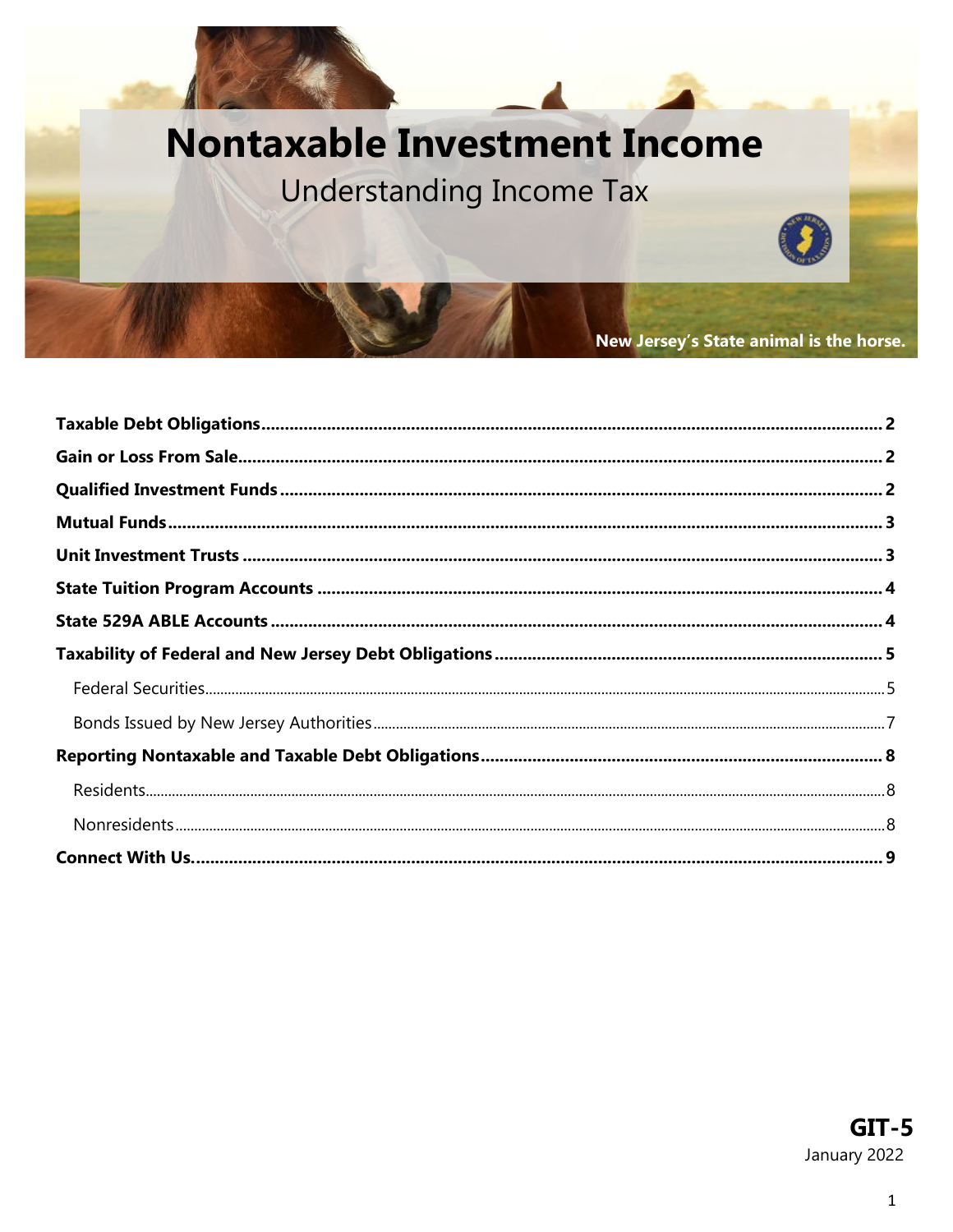# Nontaxable Investment Income

## Understanding Income Tax

New Jersey's State animal is the horse.

| | |
|---|---|
| **Taxable Debt Obligations** | **2** |
| **Gain or Loss From Sale** | **2** |
| **Qualified Investment Funds** | **2** |
| **Mutual Funds** | **3** |
| **Unit Investment Trusts** | **3** |
| **State Tuition Program Accounts** | **4** |
| **State 529A ABLE Accounts** | **4** |
| **Taxability of Federal and New Jersey Debt Obligations** | **5** |
| Federal Securities | 5 |
| Bonds Issued by New Jersey Authorities | 7 |
| **Reporting Nontaxable and Taxable Debt Obligations** | **8** |
| Residents | 8 |
| Nonresidents | 8 |
| **Connect With Us.** | **9** |

**GIT-5**
January 2022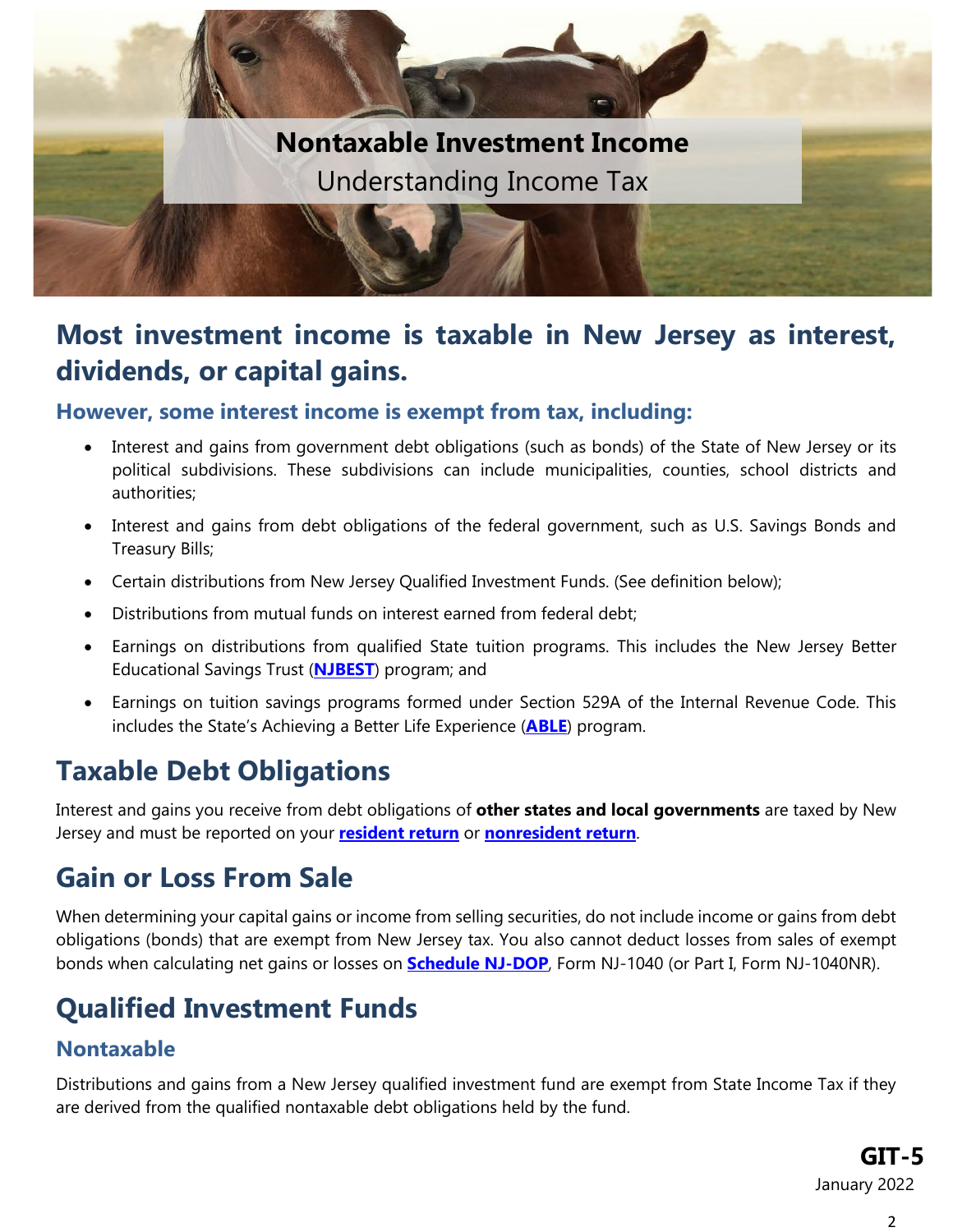# Nontaxable Investment Income

Understanding Income Tax

## Most investment income is taxable in New Jersey as interest, dividends, or capital gains.

### However, some interest income is exempt from tax, including:

- Interest and gains from government debt obligations (such as bonds) of the State of New Jersey or its political subdivisions. These subdivisions can include municipalities, counties, school districts and authorities;
- Interest and gains from debt obligations of the federal government, such as U.S. Savings Bonds and Treasury Bills;
- Certain distributions from New Jersey Qualified Investment Funds. (See definition below);
- Distributions from mutual funds on interest earned from federal debt;
- Earnings on distributions from qualified State tuition programs. This includes the New Jersey Better Educational Savings Trust (**NJBEST**) program; and
- Earnings on tuition savings programs formed under Section 529A of the Internal Revenue Code. This includes the State's Achieving a Better Life Experience (**ABLE**) program.

## Taxable Debt Obligations

Interest and gains you receive from debt obligations of **other states and local governments** are taxed by New Jersey and must be reported on your **resident return** or **nonresident return**.

## Gain or Loss From Sale

When determining your capital gains or income from selling securities, do not include income or gains from debt obligations (bonds) that are exempt from New Jersey tax. You also cannot deduct losses from sales of exempt bonds when calculating net gains or losses on **Schedule NJ-DOP**, Form NJ-1040 (or Part I, Form NJ-1040NR).

## Qualified Investment Funds

### Nontaxable

Distributions and gains from a New Jersey qualified investment fund are exempt from State Income Tax if they are derived from the qualified nontaxable debt obligations held by the fund.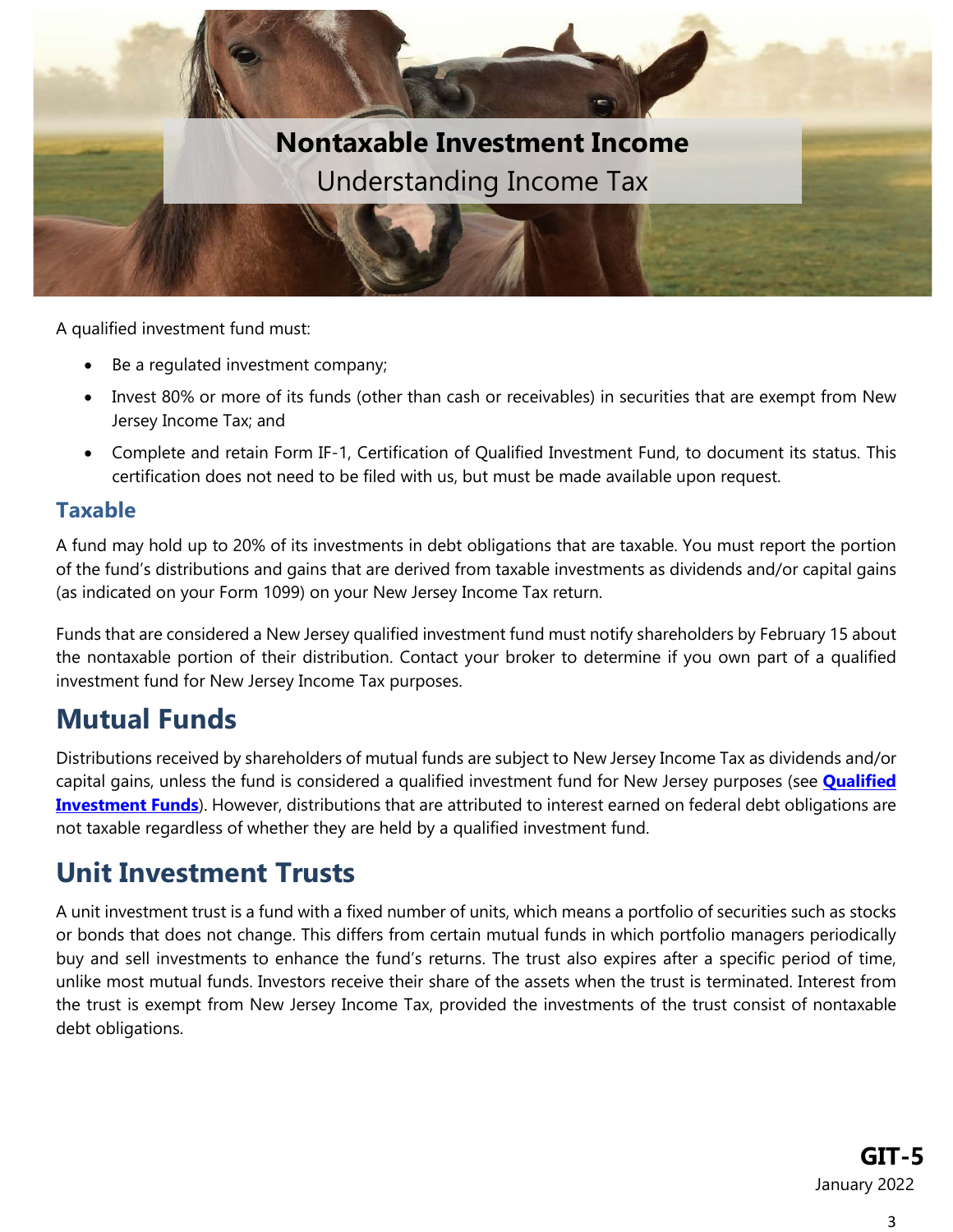A qualified investment fund must:

- Be a regulated investment company;
- Invest 80% or more of its funds (other than cash or receivables) in securities that are exempt from New Jersey Income Tax; and
- Complete and retain Form IF-1, Certification of Qualified Investment Fund, to document its status. This certification does not need to be filed with us, but must be made available upon request.

### Taxable

A fund may hold up to 20% of its investments in debt obligations that are taxable. You must report the portion of the fund's distributions and gains that are derived from taxable investments as dividends and/or capital gains (as indicated on your Form 1099) on your New Jersey Income Tax return.

Funds that are considered a New Jersey qualified investment fund must notify shareholders by February 15 about the nontaxable portion of their distribution. Contact your broker to determine if you own part of a qualified investment fund for New Jersey Income Tax purposes.

## Mutual Funds

Distributions received by shareholders of mutual funds are subject to New Jersey Income Tax as dividends and/or capital gains, unless the fund is considered a qualified investment fund for New Jersey purposes (see **Qualified Investment Funds**). However, distributions that are attributed to interest earned on federal debt obligations are not taxable regardless of whether they are held by a qualified investment fund.

## Unit Investment Trusts

A unit investment trust is a fund with a fixed number of units, which means a portfolio of securities such as stocks or bonds that does not change. This differs from certain mutual funds in which portfolio managers periodically buy and sell investments to enhance the fund's returns. The trust also expires after a specific period of time, unlike most mutual funds. Investors receive their share of the assets when the trust is terminated. Interest from the trust is exempt from New Jersey Income Tax, provided the investments of the trust consist of nontaxable debt obligations.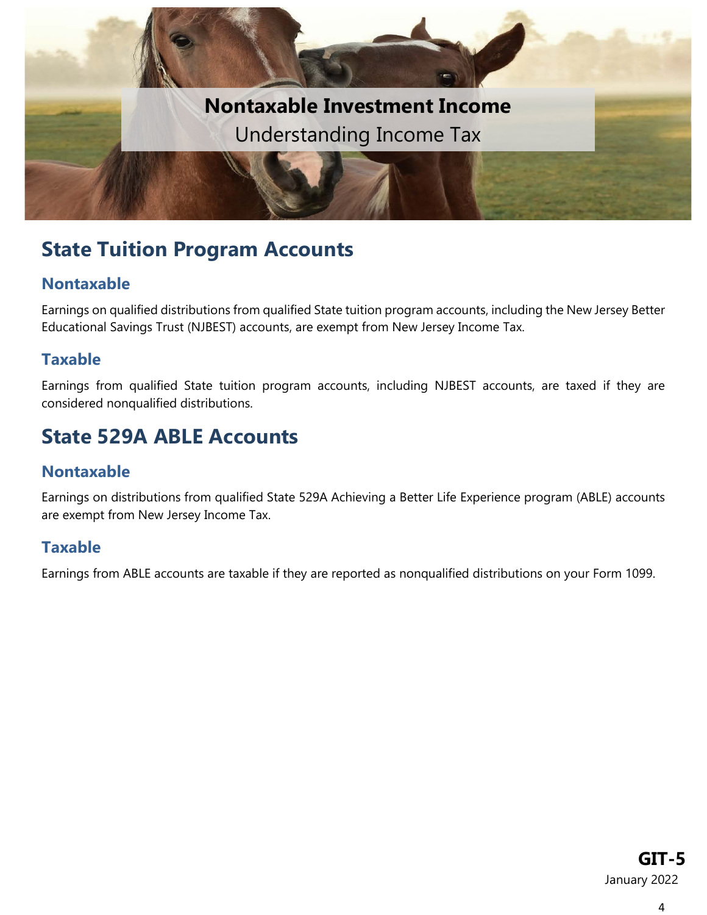# Nontaxable Investment Income

Understanding Income Tax

## State Tuition Program Accounts

### Nontaxable

Earnings on qualified distributions from qualified State tuition program accounts, including the New Jersey Better Educational Savings Trust (NJBEST) accounts, are exempt from New Jersey Income Tax.

### Taxable

Earnings from qualified State tuition program accounts, including NJBEST accounts, are taxed if they are considered nonqualified distributions.

## State 529A ABLE Accounts

### Nontaxable

Earnings on distributions from qualified State 529A Achieving a Better Life Experience program (ABLE) accounts are exempt from New Jersey Income Tax.

### Taxable

Earnings from ABLE accounts are taxable if they are reported as nonqualified distributions on your Form 1099.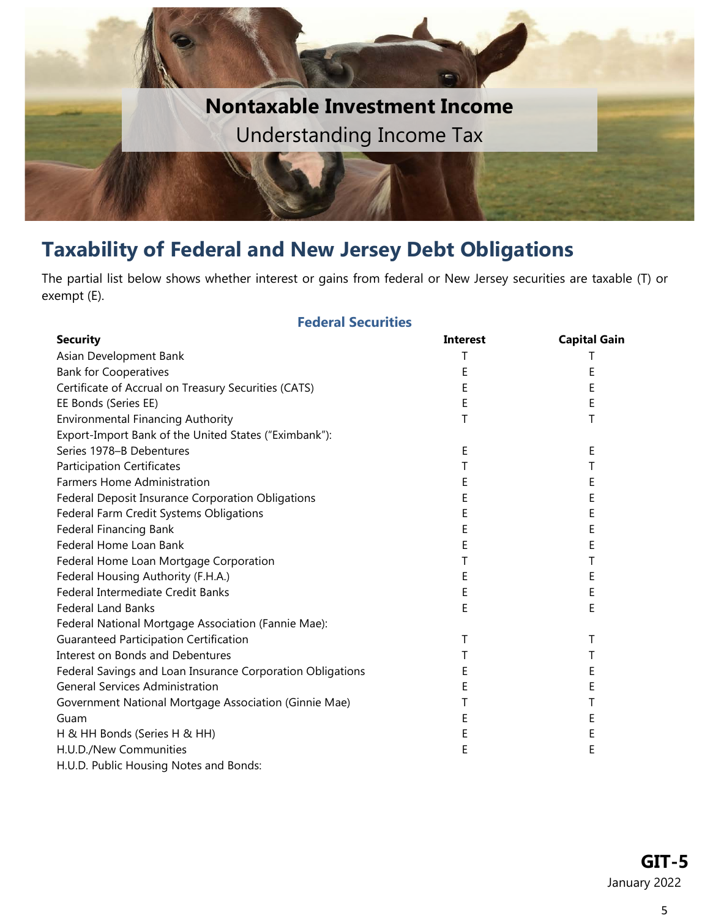# Nontaxable Investment Income

Understanding Income Tax

## Taxability of Federal and New Jersey Debt Obligations

The partial list below shows whether interest or gains from federal or New Jersey securities are taxable (T) or exempt (E).

### Federal Securities

| Security | Interest | Capital Gain |
|---|---|---|
| Asian Development Bank | T | T |
| Bank for Cooperatives | E | E |
| Certificate of Accrual on Treasury Securities (CATS) | E | E |
| EE Bonds (Series EE) | E | E |
| Environmental Financing Authority | T | T |
| Export-Import Bank of the United States ("Eximbank"): | | |
| Series 1978–B Debentures | E | E |
| Participation Certificates | T | T |
| Farmers Home Administration | E | E |
| Federal Deposit Insurance Corporation Obligations | E | E |
| Federal Farm Credit Systems Obligations | E | E |
| Federal Financing Bank | E | E |
| Federal Home Loan Bank | E | E |
| Federal Home Loan Mortgage Corporation | T | T |
| Federal Housing Authority (F.H.A.) | E | E |
| Federal Intermediate Credit Banks | E | E |
| Federal Land Banks | E | E |
| Federal National Mortgage Association (Fannie Mae): | | |
| Guaranteed Participation Certification | T | T |
| Interest on Bonds and Debentures | T | T |
| Federal Savings and Loan Insurance Corporation Obligations | E | E |
| General Services Administration | E | E |
| Government National Mortgage Association (Ginnie Mae) | T | T |
| Guam | E | E |
| H & HH Bonds (Series H & HH) | E | E |
| H.U.D./New Communities | E | E |
| H.U.D. Public Housing Notes and Bonds: | | |

GIT-5
January 2022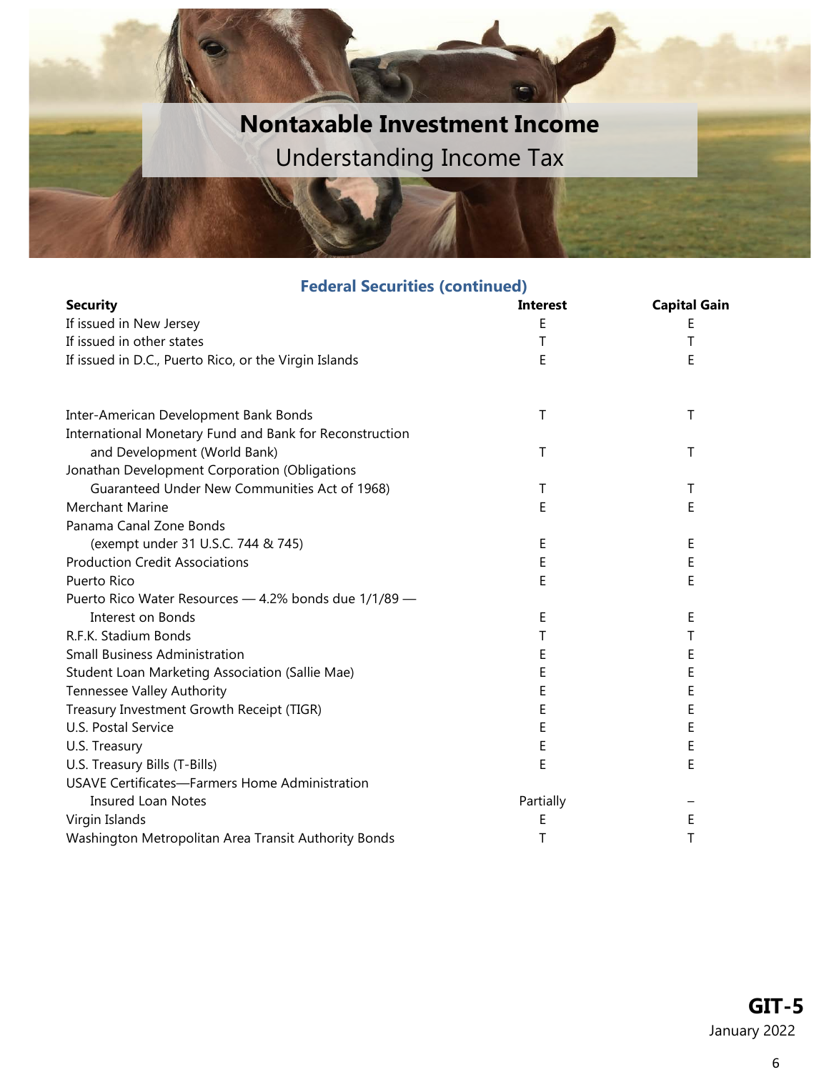# Nontaxable Investment Income

## Understanding Income Tax

### Federal Securities (continued)

| Security | Interest | Capital Gain |
|---|---|---|
| If issued in New Jersey | E | E |
| If issued in other states | T | T |
| If issued in D.C., Puerto Rico, or the Virgin Islands | E | E |
| | | |
| Inter-American Development Bank Bonds | T | T |
| International Monetary Fund and Bank for Reconstruction and Development (World Bank) | T | T |
| Jonathan Development Corporation (Obligations Guaranteed Under New Communities Act of 1968) | T | T |
| Merchant Marine | E | E |
| Panama Canal Zone Bonds (exempt under 31 U.S.C. 744 & 745) | E | E |
| Production Credit Associations | E | E |
| Puerto Rico | E | E |
| Puerto Rico Water Resources — 4.2% bonds due 1/1/89 — Interest on Bonds | E | E |
| R.F.K. Stadium Bonds | T | T |
| Small Business Administration | E | E |
| Student Loan Marketing Association (Sallie Mae) | E | E |
| Tennessee Valley Authority | E | E |
| Treasury Investment Growth Receipt (TIGR) | E | E |
| U.S. Postal Service | E | E |
| U.S. Treasury | E | E |
| U.S. Treasury Bills (T-Bills) | E | E |
| USAVE Certificates—Farmers Home Administration Insured Loan Notes | Partially | – |
| Virgin Islands | E | E |
| Washington Metropolitan Area Transit Authority Bonds | T | T |

**GIT-5**
January 2022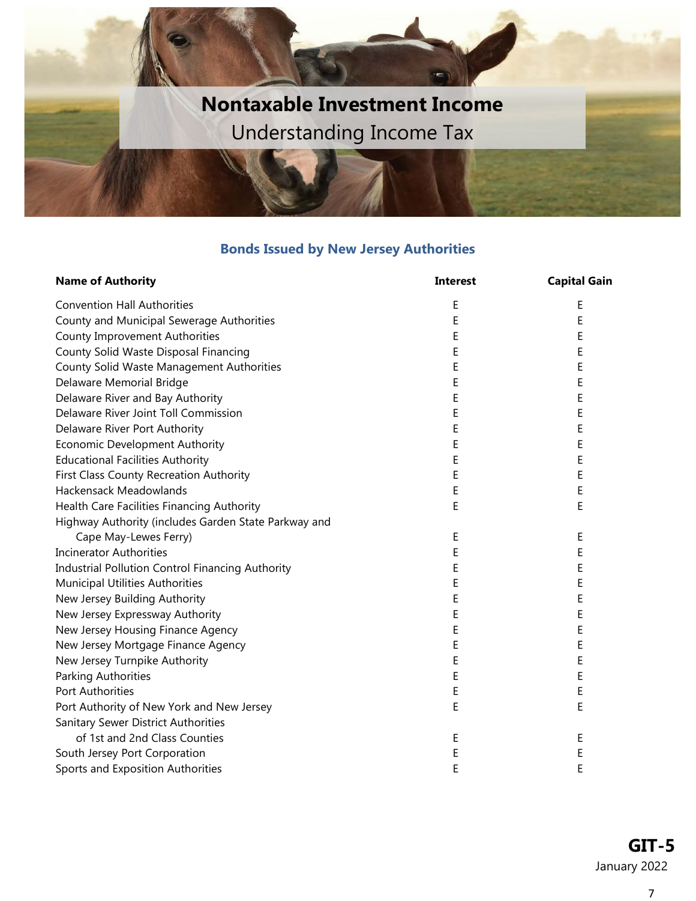# Nontaxable Investment Income

Understanding Income Tax

## Bonds Issued by New Jersey Authorities

| Name of Authority | Interest | Capital Gain |
|---|---|---|
| Convention Hall Authorities | E | E |
| County and Municipal Sewerage Authorities | E | E |
| County Improvement Authorities | E | E |
| County Solid Waste Disposal Financing | E | E |
| County Solid Waste Management Authorities | E | E |
| Delaware Memorial Bridge | E | E |
| Delaware River and Bay Authority | E | E |
| Delaware River Joint Toll Commission | E | E |
| Delaware River Port Authority | E | E |
| Economic Development Authority | E | E |
| Educational Facilities Authority | E | E |
| First Class County Recreation Authority | E | E |
| Hackensack Meadowlands | E | E |
| Health Care Facilities Financing Authority | E | E |
| Highway Authority (includes Garden State Parkway and Cape May-Lewes Ferry) | E | E |
| Incinerator Authorities | E | E |
| Industrial Pollution Control Financing Authority | E | E |
| Municipal Utilities Authorities | E | E |
| New Jersey Building Authority | E | E |
| New Jersey Expressway Authority | E | E |
| New Jersey Housing Finance Agency | E | E |
| New Jersey Mortgage Finance Agency | E | E |
| New Jersey Turnpike Authority | E | E |
| Parking Authorities | E | E |
| Port Authorities | E | E |
| Port Authority of New York and New Jersey | E | E |
| Sanitary Sewer District Authorities of 1st and 2nd Class Counties | E | E |
| South Jersey Port Corporation | E | E |
| Sports and Exposition Authorities | E | E |

**GIT-5**
January 2022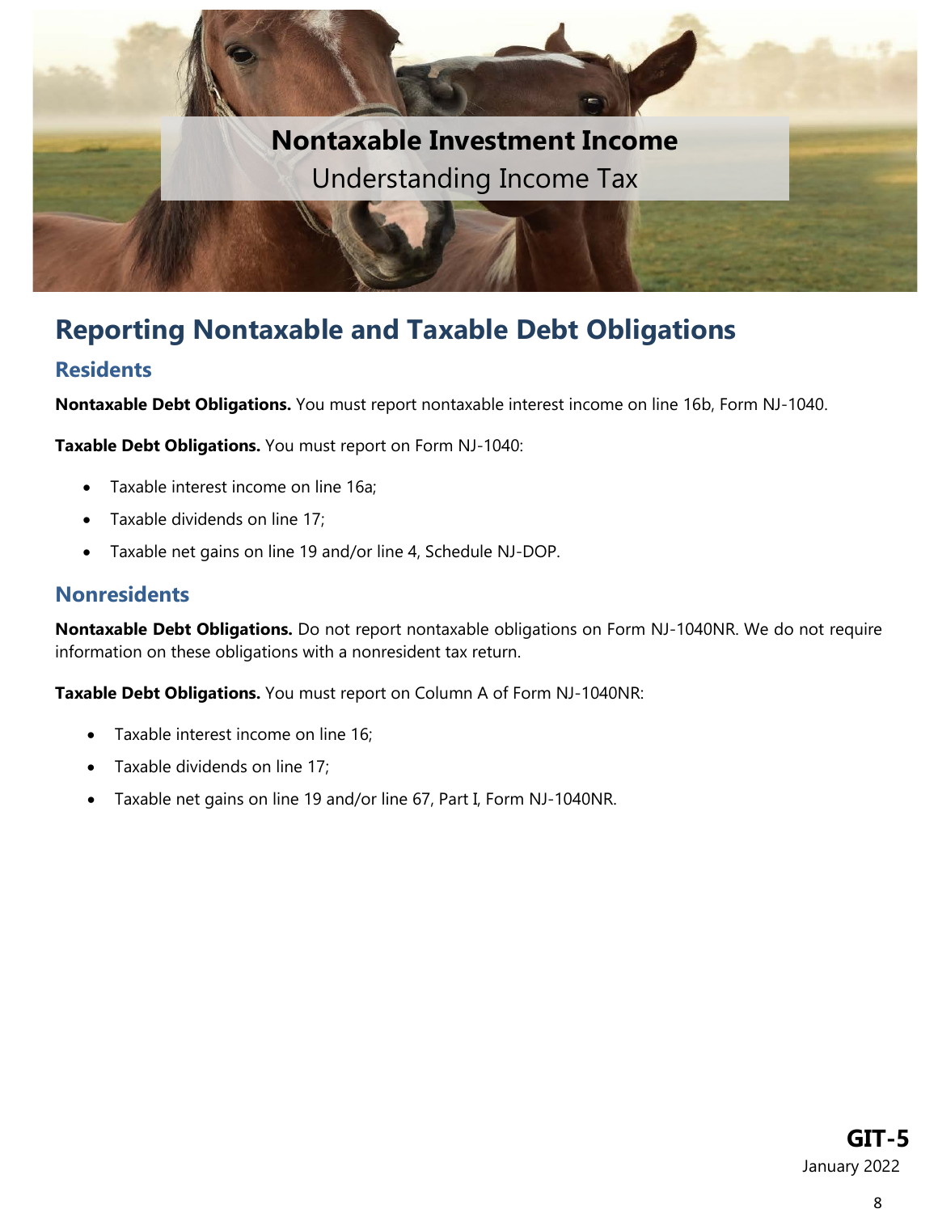## Reporting Nontaxable and Taxable Debt Obligations

### Residents

**Nontaxable Debt Obligations.** You must report nontaxable interest income on line 16b, Form NJ-1040.

**Taxable Debt Obligations.** You must report on Form NJ-1040:

- Taxable interest income on line 16a;
- Taxable dividends on line 17;
- Taxable net gains on line 19 and/or line 4, Schedule NJ-DOP.

### Nonresidents

**Nontaxable Debt Obligations.** Do not report nontaxable obligations on Form NJ-1040NR. We do not require information on these obligations with a nonresident tax return.

**Taxable Debt Obligations.** You must report on Column A of Form NJ-1040NR:

- Taxable interest income on line 16;
- Taxable dividends on line 17;
- Taxable net gains on line 19 and/or line 67, Part I, Form NJ-1040NR.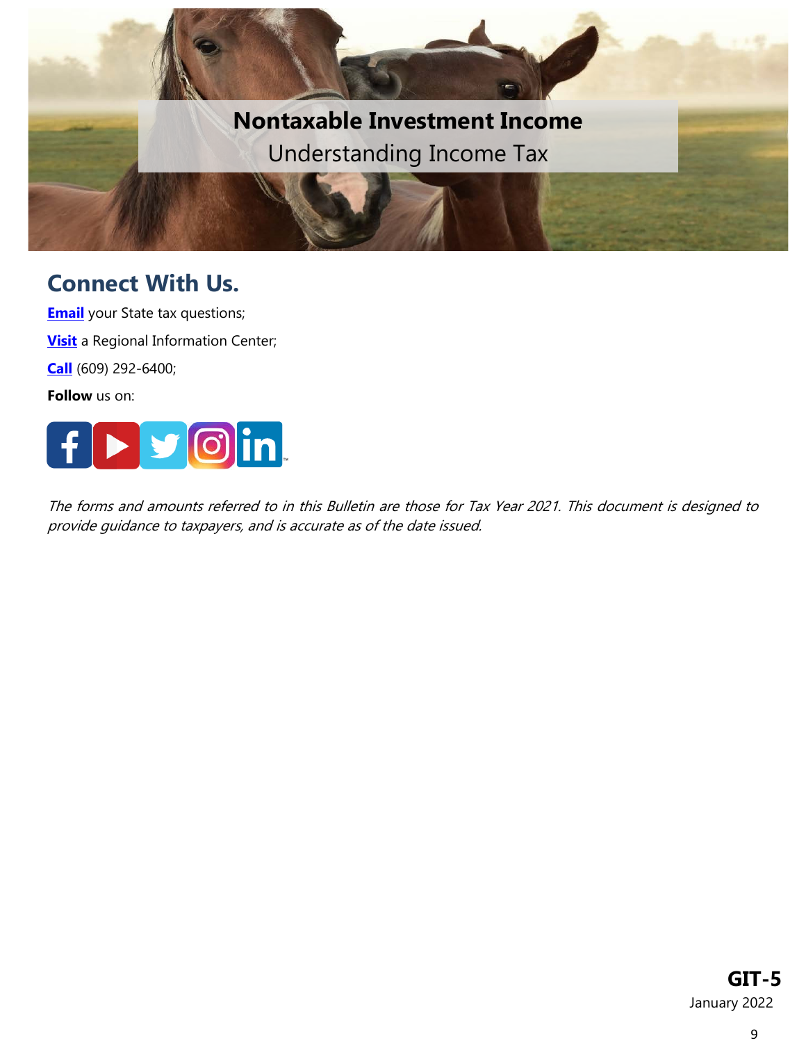# Nontaxable Investment Income

Understanding Income Tax

## Connect With Us.

**Email** your State tax questions;

**Visit** a Regional Information Center;

**Call** (609) 292-6400;

**Follow** us on:

*The forms and amounts referred to in this Bulletin are those for Tax Year 2021. This document is designed to provide guidance to taxpayers, and is accurate as of the date issued.*

**GIT-5**

January 2022